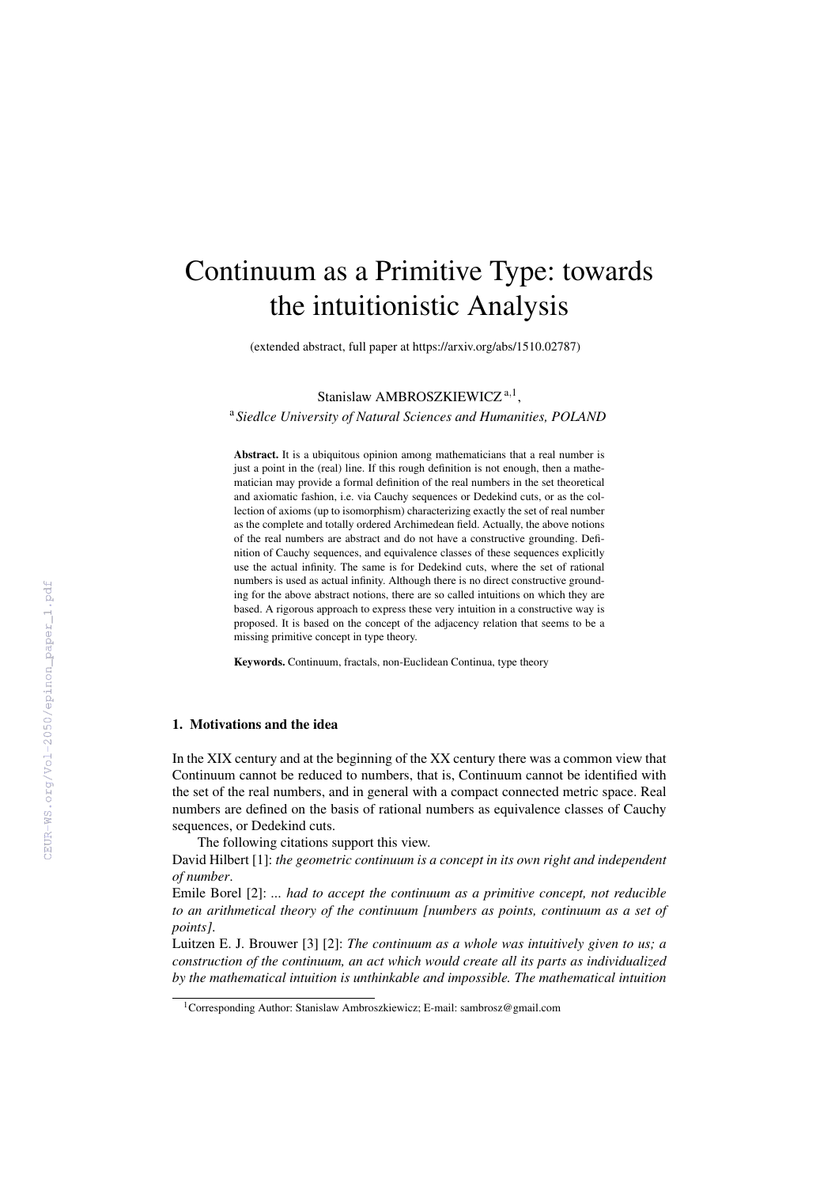# Continuum as a Primitive Type: towards the intuitionistic Analysis

(extended abstract, full paper at https://arxiv.org/abs/1510.02787)

Stanislaw AMBROSZKIEWICZ [a,1],

[a] *Siedlce University of Natural Sciences and Humanities, POLAND*

**Abstract.** It is a ubiquitous opinion among mathematicians that a real number is just a point in the (real) line. If this rough definition is not enough, then a mathematician may provide a formal definition of the real numbers in the set theoretical and axiomatic fashion, i.e. via Cauchy sequences or Dedekind cuts, or as the collection of axioms (up to isomorphism) characterizing exactly the set of real number as the complete and totally ordered Archimedean field. Actually, the above notions of the real numbers are abstract and do not have a constructive grounding. Definition of Cauchy sequences, and equivalence classes of these sequences explicitly use the actual infinity. The same is for Dedekind cuts, where the set of rational numbers is used as actual infinity. Although there is no direct constructive grounding for the above abstract notions, there are so called intuitions on which they are based. A rigorous approach to express these very intuition in a constructive way is proposed. It is based on the concept of the adjacency relation that seems to be a missing primitive concept in type theory.

**Keywords.** Continuum, fractals, non-Euclidean Continua, type theory

## 1. Motivations and the idea

In the XIX century and at the beginning of the XX century there was a common view that Continuum cannot be reduced to numbers, that is, Continuum cannot be identified with the set of the real numbers, and in general with a compact connected metric space. Real numbers are defined on the basis of rational numbers as equivalence classes of Cauchy sequences, or Dedekind cuts.

The following citations support this view.

David Hilbert [1]: *the geometric continuum is a concept in its own right and independent of number*.

Emile Borel [2]: ... *had to accept the continuum as a primitive concept, not reducible to an arithmetical theory of the continuum [numbers as points, continuum as a set of points]*.

Luitzen E. J. Brouwer [3] [2]: *The continuum as a whole was intuitively given to us; a construction of the continuum, an act which would create all its parts as individualized by the mathematical intuition is unthinkable and impossible. The mathematical intuition*

[1] Corresponding Author: Stanislaw Ambroszkiewicz; E-mail: sambrosz@gmail.com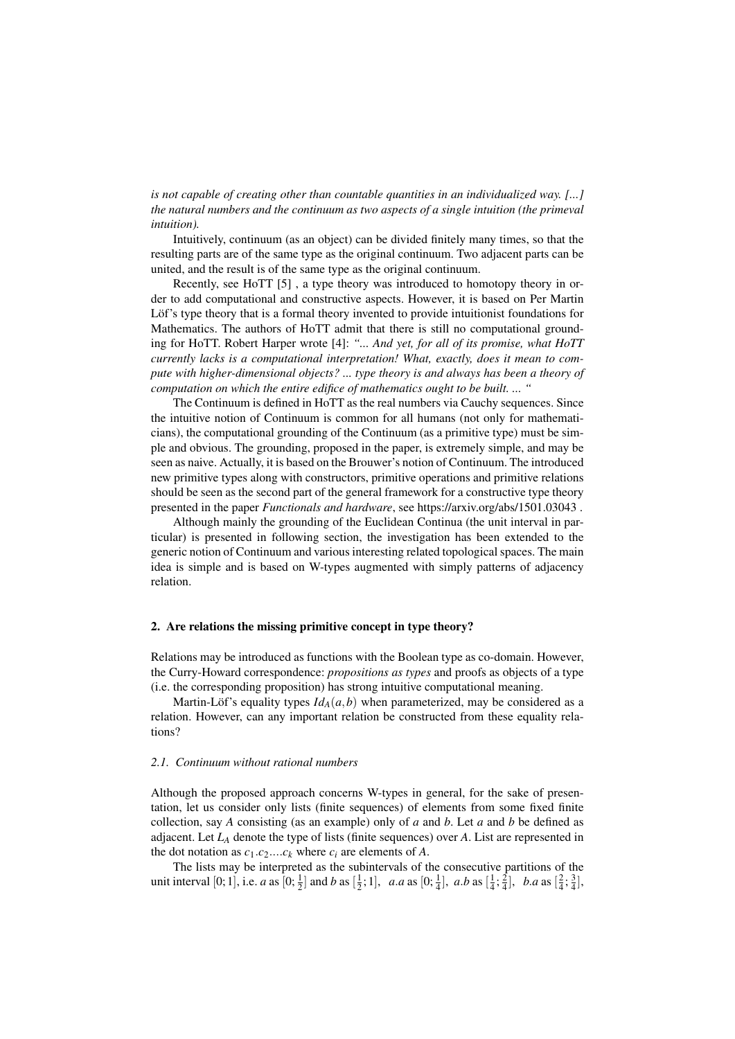*is not capable of creating other than countable quantities in an individualized way. [...] the natural numbers and the continuum as two aspects of a single intuition (the primeval intuition).*

Intuitively, continuum (as an object) can be divided finitely many times, so that the resulting parts are of the same type as the original continuum. Two adjacent parts can be united, and the result is of the same type as the original continuum.

Recently, see HoTT [5] , a type theory was introduced to homotopy theory in order to add computational and constructive aspects. However, it is based on Per Martin Löf's type theory that is a formal theory invented to provide intuitionist foundations for Mathematics. The authors of HoTT admit that there is still no computational grounding for HoTT. Robert Harper wrote [4]: *"... And yet, for all of its promise, what HoTT currently lacks is a computational interpretation! What, exactly, does it mean to compute with higher-dimensional objects? ... type theory is and always has been a theory of computation on which the entire edifice of mathematics ought to be built. ... "*

The Continuum is defined in HoTT as the real numbers via Cauchy sequences. Since the intuitive notion of Continuum is common for all humans (not only for mathematicians), the computational grounding of the Continuum (as a primitive type) must be simple and obvious. The grounding, proposed in the paper, is extremely simple, and may be seen as naive. Actually, it is based on the Brouwer's notion of Continuum. The introduced new primitive types along with constructors, primitive operations and primitive relations should be seen as the second part of the general framework for a constructive type theory presented in the paper *Functionals and hardware*, see https://arxiv.org/abs/1501.03043 .

Although mainly the grounding of the Euclidean Continua (the unit interval in particular) is presented in following section, the investigation has been extended to the generic notion of Continuum and various interesting related topological spaces. The main idea is simple and is based on W-types augmented with simply patterns of adjacency relation.

## 2. Are relations the missing primitive concept in type theory?

Relations may be introduced as functions with the Boolean type as co-domain. However, the Curry-Howard correspondence: *propositions as types* and proofs as objects of a type (i.e. the corresponding proposition) has strong intuitive computational meaning.

Martin-Löf's equality types $Id_A(a,b)$ when parameterized, may be considered as a relation. However, can any important relation be constructed from these equality relations?

### *2.1. Continuum without rational numbers*

Although the proposed approach concerns W-types in general, for the sake of presentation, let us consider only lists (finite sequences) of elements from some fixed finite collection, say $A$ consisting (as an example) only of $a$ and $b$. Let $a$ and $b$ be defined as adjacent. Let $L_A$ denote the type of lists (finite sequences) over $A$. List are represented in the dot notation as $c_1.c_2....c_k$ where $c_i$ are elements of $A$.

The lists may be interpreted as the subintervals of the consecutive partitions of the unit interval $[0;1]$, i.e. $a$ as $[0;\frac{1}{2}]$ and $b$ as $[\frac{1}{2};1]$, $a.a$ as $[0;\frac{1}{4}]$, $a.b$ as $[\frac{1}{4};\frac{2}{4}]$, $b.a$ as $[\frac{2}{4};\frac{3}{4}]$,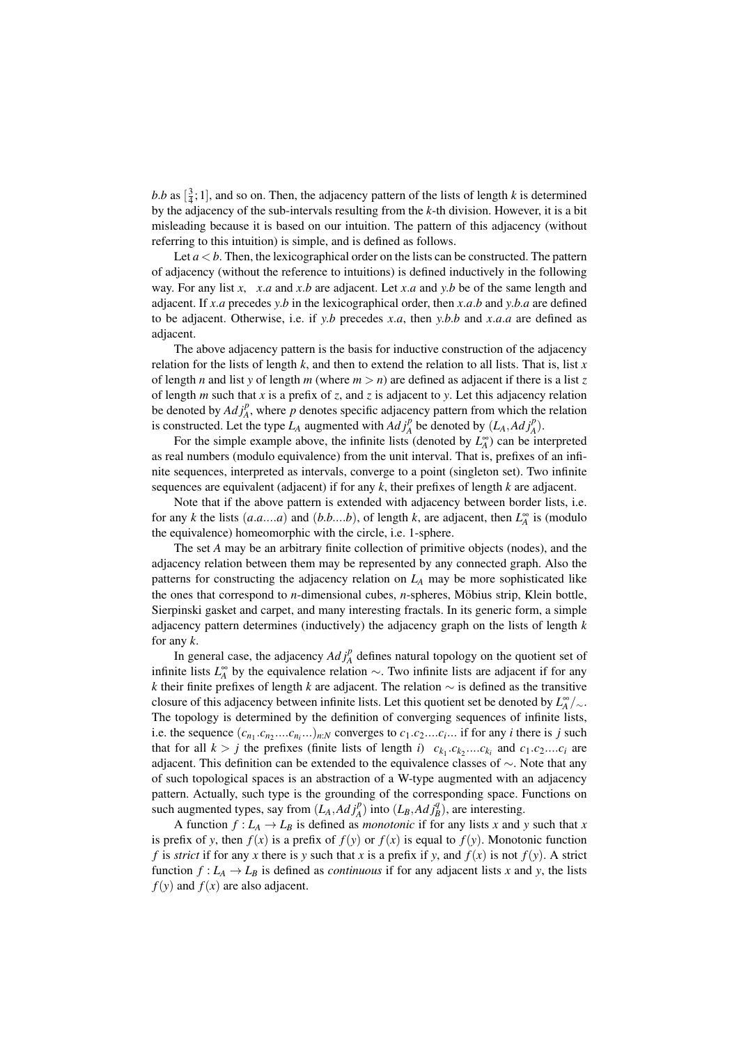$b.b$ as $[\frac{3}{4};1]$, and so on. Then, the adjacency pattern of the lists of length $k$ is determined by the adjacency of the sub-intervals resulting from the $k$-th division. However, it is a bit misleading because it is based on our intuition. The pattern of this adjacency (without referring to this intuition) is simple, and is defined as follows.

Let $a < b$. Then, the lexicographical order on the lists can be constructed. The pattern of adjacency (without the reference to intuitions) is defined inductively in the following way. For any list $x$, $x.a$ and $x.b$ are adjacent. Let $x.a$ and $y.b$ be of the same length and adjacent. If $x.a$ precedes $y.b$ in the lexicographical order, then $x.a.b$ and $y.b.a$ are defined to be adjacent. Otherwise, i.e. if $y.b$ precedes $x.a$, then $y.b.b$ and $x.a.a$ are defined as adjacent.

The above adjacency pattern is the basis for inductive construction of the adjacency relation for the lists of length $k$, and then to extend the relation to all lists. That is, list $x$ of length $n$ and list $y$ of length $m$ (where $m > n$) are defined as adjacent if there is a list $z$ of length $m$ such that $x$ is a prefix of $z$, and $z$ is adjacent to $y$. Let this adjacency relation be denoted by $Adj_A^p$, where $p$ denotes specific adjacency pattern from which the relation is constructed. Let the type $L_A$ augmented with $Adj_A^p$ be denoted by $(L_A, Adj_A^p)$.

For the simple example above, the infinite lists (denoted by $L_A^\infty$) can be interpreted as real numbers (modulo equivalence) from the unit interval. That is, prefixes of an infinite sequences, interpreted as intervals, converge to a point (singleton set). Two infinite sequences are equivalent (adjacent) if for any $k$, their prefixes of length $k$ are adjacent.

Note that if the above pattern is extended with adjacency between border lists, i.e. for any $k$ the lists $(a.a....a)$ and $(b.b....b)$, of length $k$, are adjacent, then $L_A^\infty$ is (modulo the equivalence) homeomorphic with the circle, i.e. 1-sphere.

The set $A$ may be an arbitrary finite collection of primitive objects (nodes), and the adjacency relation between them may be represented by any connected graph. Also the patterns for constructing the adjacency relation on $L_A$ may be more sophisticated like the ones that correspond to $n$-dimensional cubes, $n$-spheres, Möbius strip, Klein bottle, Sierpinski gasket and carpet, and many interesting fractals. In its generic form, a simple adjacency pattern determines (inductively) the adjacency graph on the lists of length $k$ for any $k$.

In general case, the adjacency $Adj_A^p$ defines natural topology on the quotient set of infinite lists $L_A^\infty$ by the equivalence relation $\sim$. Two infinite lists are adjacent if for any $k$ their finite prefixes of length $k$ are adjacent. The relation $\sim$ is defined as the transitive closure of this adjacency between infinite lists. Let this quotient set be denoted by $L_A^\infty/_\sim$. The topology is determined by the definition of converging sequences of infinite lists, i.e. the sequence $(c_{n_1}.c_{n_2}....c_{n_i}...)_{n:N}$ converges to $c_1.c_2....c_i...$ if for any $i$ there is $j$ such that for all $k > j$ the prefixes (finite lists of length $i$) $c_{k_1}.c_{k_2}....c_{k_i}$ and $c_1.c_2....c_i$ are adjacent. This definition can be extended to the equivalence classes of $\sim$. Note that any of such topological spaces is an abstraction of a W-type augmented with an adjacency pattern. Actually, such type is the grounding of the corresponding space. Functions on such augmented types, say from $(L_A, Adj_A^p)$ into $(L_B, Adj_B^q)$, are interesting.

A function $f : L_A \rightarrow L_B$ is defined as *monotonic* if for any lists $x$ and $y$ such that $x$ is prefix of $y$, then $f(x)$ is a prefix of $f(y)$ or $f(x)$ is equal to $f(y)$. Monotonic function $f$ is *strict* if for any $x$ there is $y$ such that $x$ is a prefix if $y$, and $f(x)$ is not $f(y)$. A strict function $f : L_A \rightarrow L_B$ is defined as *continuous* if for any adjacent lists $x$ and $y$, the lists $f(y)$ and $f(x)$ are also adjacent.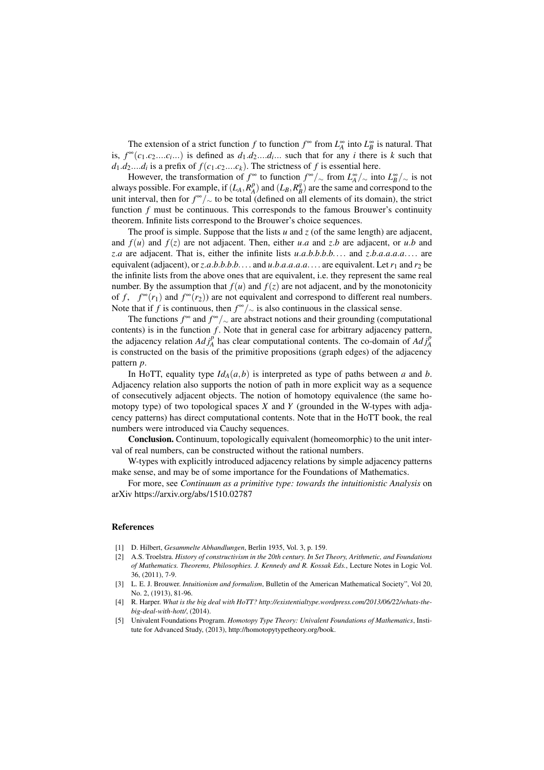The extension of a strict function $f$ to function $f^\infty$ from $L_A^\infty$ into $L_B^\infty$ is natural. That is, $f^\infty(c_1.c_2....c_i...)$ is defined as $d_1.d_2....d_i...$ such that for any $i$ there is $k$ such that $d_1.d_2....d_i$ is a prefix of $f(c_1.c_2....c_k)$. The strictness of $f$ is essential here.

However, the transformation of $f^\infty$ to function $f^\infty/_\sim$ from $L_A^\infty/_\sim$ into $L_B^\infty/_\sim$ is not always possible. For example, if $(L_A, R_A^p)$ and $(L_B, R_B^q)$ are the same and correspond to the unit interval, then for $f^\infty/_\sim$ to be total (defined on all elements of its domain), the strict function $f$ must be continuous. This corresponds to the famous Brouwer's continuity theorem. Infinite lists correspond to the Brouwer's choice sequences.

The proof is simple. Suppose that the lists $u$ and $z$ (of the same length) are adjacent, and $f(u)$ and $f(z)$ are not adjacent. Then, either $u.a$ and $z.b$ are adjacent, or $u.b$ and $z.a$ are adjacent. That is, either the infinite lists $u.a.b.b.b.b....$ and $z.b.a.a.a.a....$ are equivalent (adjacent), or $z.a.b.b.b.b....$ and $u.b.a.a.a.a....$ are equivalent. Let $r_1$ and $r_2$ be the infinite lists from the above ones that are equivalent, i.e. they represent the same real number. By the assumption that $f(u)$ and $f(z)$ are not adjacent, and by the monotonicity of $f$, $f^\infty(r_1)$ and $f^\infty(r_2)$) are not equivalent and correspond to different real numbers. Note that if $f$ is continuous, then $f^\infty/_\sim$ is also continuous in the classical sense.

The functions $f^\infty$ and $f^\infty/_\sim$ are abstract notions and their grounding (computational contents) is in the function $f$. Note that in general case for arbitrary adjacency pattern, the adjacency relation $Adj_A^p$ has clear computational contents. The co-domain of $Adj_A^p$ is constructed on the basis of the primitive propositions (graph edges) of the adjacency pattern $p$.

In HoTT, equality type $Id_A(a,b)$ is interpreted as type of paths between $a$ and $b$. Adjacency relation also supports the notion of path in more explicit way as a sequence of consecutively adjacent objects. The notion of homotopy equivalence (the same homotopy type) of two topological spaces $X$ and $Y$ (grounded in the W-types with adjacency patterns) has direct computational contents. Note that in the HoTT book, the real numbers were introduced via Cauchy sequences.

**Conclusion.** Continuum, topologically equivalent (homeomorphic) to the unit interval of real numbers, can be constructed without the rational numbers.

W-types with explicitly introduced adjacency relations by simple adjacency patterns make sense, and may be of some importance for the Foundations of Mathematics.

For more, see *Continuum as a primitive type: towards the intuitionistic Analysis* on arXiv https://arxiv.org/abs/1510.02787

## References

[1] D. Hilbert, *Gesammelte Abhandlungen*, Berlin 1935, Vol. 3, p. 159.

[2] A.S. Troelstra. *History of constructivism in the 20th century. In Set Theory, Arithmetic, and Foundations of Mathematics. Theorems, Philosophies. J. Kennedy and R. Kossak Eds.*, Lecture Notes in Logic Vol. 36, (2011), 7-9.

[3] L. E. J. Brouwer. *Intuitionism and formalism*, Bulletin of the American Mathematical Society", Vol 20, No. 2, (1913), 81-96.

[4] R. Harper. *What is the big deal with HoTT? http://existentialtype.wordpress.com/2013/06/22/whats-the-big-deal-with-hott/*, (2014).

[5] Univalent Foundations Program. *Homotopy Type Theory: Univalent Foundations of Mathematics*, Institute for Advanced Study, (2013), http://homotopytypetheory.org/book.